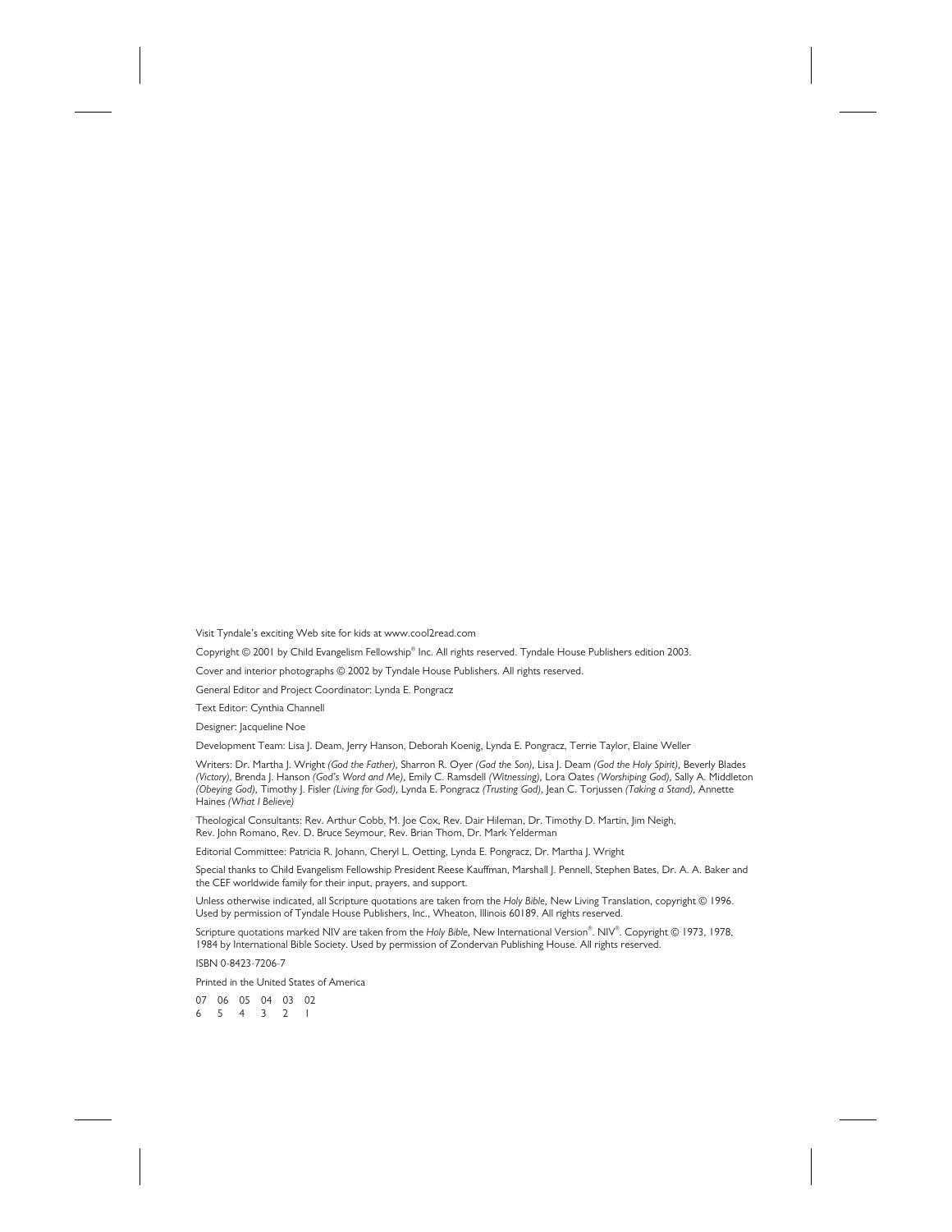Visit Tyndale's exciting Web site for kids at www.cool2read.com

Copyright © 2001 by Child Evangelism Fellowship® Inc. All rights reserved. Tyndale House Publishers edition 2003.

Cover and interior photographs © 2002 by Tyndale House Publishers. All rights reserved.

General Editor and Project Coordinator: Lynda E. Pongracz

Text Editor: Cynthia Channell

Designer: Jacqueline Noe

Development Team: Lisa J. Deam, Jerry Hanson, Deborah Koenig, Lynda E. Pongracz, Terrie Taylor, Elaine Weller

Writers: Dr. Martha J. Wright *(God the Father)*, Sharron R. Oyer *(God the Son)*, Lisa J. Deam *(God the Holy Spirit)*, Beverly Blades *(Victory)*, Brenda J. Hanson *(God's Word and Me)*, Emily C. Ramsdell *(Witnessing)*, Lora Oates *(Worshiping God)*, Sally A. Middleton *(Obeying God)*, Timothy J. Fisler *(Living for God)*, Lynda E. Pongracz *(Trusting God)*, Jean C. Torjussen *(Taking a Stand)*, Annette Haines *(What I Believe)*

Theological Consultants: Rev. Arthur Cobb, M. Joe Cox, Rev. Dair Hileman, Dr. Timothy D. Martin, Jim Neigh, Rev. John Romano, Rev. D. Bruce Seymour, Rev. Brian Thom, Dr. Mark Yelderman

Editorial Committee: Patricia R. Johann, Cheryl L. Oetting, Lynda E. Pongracz, Dr. Martha J. Wright

Special thanks to Child Evangelism Fellowship President Reese Kauffman, Marshall J. Pennell, Stephen Bates, Dr. A. A. Baker and the CEF worldwide family for their input, prayers, and support.

Unless otherwise indicated, all Scripture quotations are taken from the *Holy Bible*, New Living Translation, copyright © 1996. Used by permission of Tyndale House Publishers, Inc., Wheaton, Illinois 60189. All rights reserved.

Scripture quotations marked NIV are taken from the *Holy Bible*, New International Version®. NIV®. Copyright © 1973, 1978, 1984 by International Bible Society. Used by permission of Zondervan Publishing House. All rights reserved.

ISBN 0-8423-7206-7

Printed in the United States of America

07 06 05 04 03 02
6 5 4 3 2 1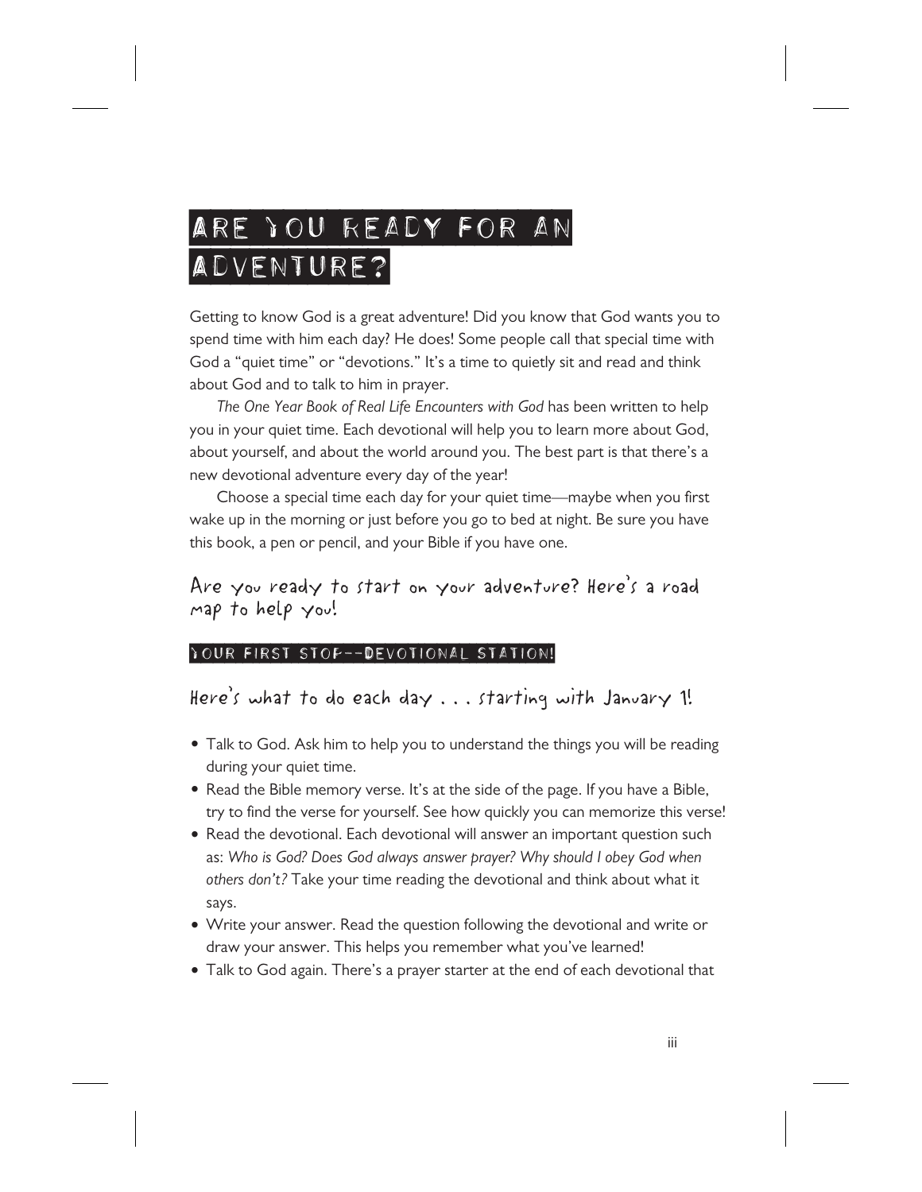# ARE YOU READY FOR AN ADVENTURE?

Getting to know God is a great adventure! Did you know that God wants you to spend time with him each day? He does! Some people call that special time with God a "quiet time" or "devotions." It's a time to quietly sit and read and think about God and to talk to him in prayer.

*The One Year Book of Real Life Encounters with God* has been written to help you in your quiet time. Each devotional will help you to learn more about God, about yourself, and about the world around you. The best part is that there's a new devotional adventure every day of the year!

Choose a special time each day for your quiet time—maybe when you first wake up in the morning or just before you go to bed at night. Be sure you have this book, a pen or pencil, and your Bible if you have one.

### Are you ready to start on your adventure? Here's a road map to help you!

## YOUR FIRST STOP--DEVOTIONAL STATION!

### Here's what to do each day . . . starting with January 1!

- Talk to God. Ask him to help you to understand the things you will be reading during your quiet time.
- Read the Bible memory verse. It's at the side of the page. If you have a Bible, try to find the verse for yourself. See how quickly you can memorize this verse!
- Read the devotional. Each devotional will answer an important question such as: *Who is God? Does God always answer prayer? Why should I obey God when others don't?* Take your time reading the devotional and think about what it says.
- Write your answer. Read the question following the devotional and write or draw your answer. This helps you remember what you've learned!
- Talk to God again. There's a prayer starter at the end of each devotional that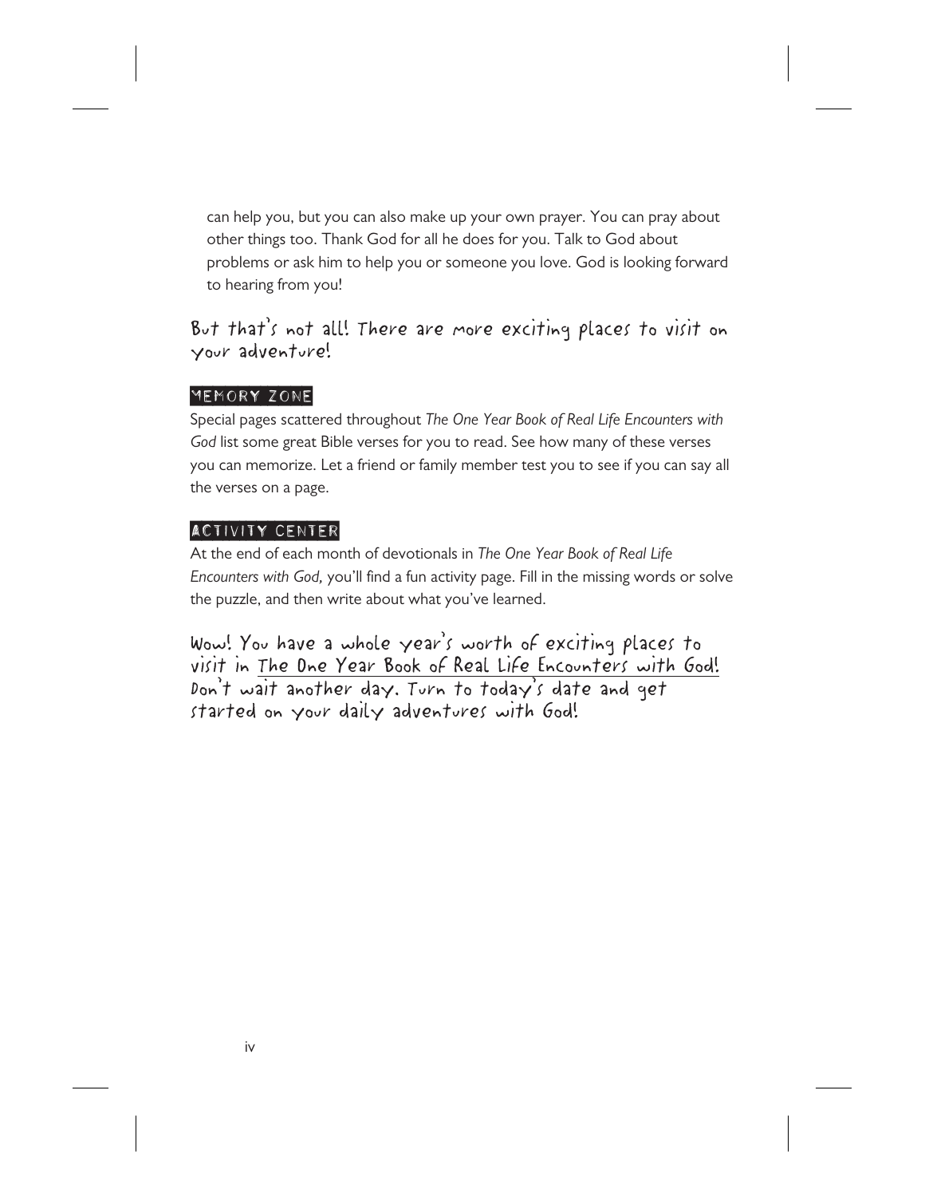can help you, but you can also make up your own prayer. You can pray about other things too. Thank God for all he does for you. Talk to God about problems or ask him to help you or someone you love. God is looking forward to hearing from you!

**But that's not all! There are more exciting places to visit on your adventure!**

### MEMORY ZONE

Special pages scattered throughout *The One Year Book of Real Life Encounters with God* list some great Bible verses for you to read. See how many of these verses you can memorize. Let a friend or family member test you to see if you can say all the verses on a page.

### ACTIVITY CENTER

At the end of each month of devotionals in *The One Year Book of Real Life Encounters with God,* you'll find a fun activity page. Fill in the missing words or solve the puzzle, and then write about what you've learned.

**Wow! You have a whole year's worth of exciting places to visit in *The One Year Book of Real Life Encounters with God!* Don't wait another day. Turn to today's date and get started on your daily adventures with God!**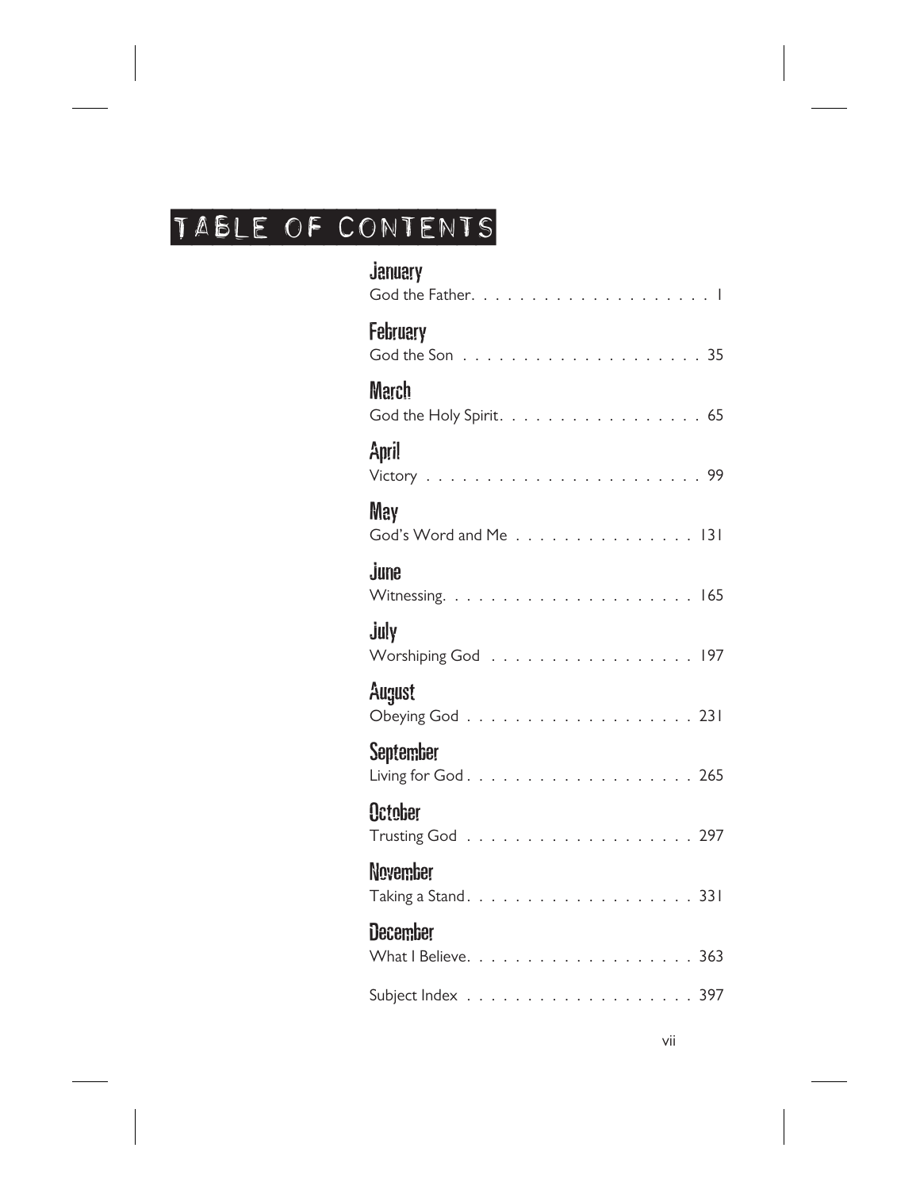# TABLE OF CONTENTS

**January**
God the Father. . . . . . . . . . . . . . . . . . . . . 1

**February**
God the Son . . . . . . . . . . . . . . . . . . . . . 35

**March**
God the Holy Spirit. . . . . . . . . . . . . . . . . 65

**April**
Victory . . . . . . . . . . . . . . . . . . . . . . . 99

**May**
God's Word and Me . . . . . . . . . . . . . . . 131

**June**
Witnessing. . . . . . . . . . . . . . . . . . . . . 165

**July**
Worshiping God . . . . . . . . . . . . . . . . . 197

**August**
Obeying God . . . . . . . . . . . . . . . . . . . 231

**September**
Living for God . . . . . . . . . . . . . . . . . . 265

**October**
Trusting God . . . . . . . . . . . . . . . . . . . 297

**November**
Taking a Stand. . . . . . . . . . . . . . . . . . . 331

**December**
What I Believe. . . . . . . . . . . . . . . . . . . 363

Subject Index . . . . . . . . . . . . . . . . . . . 397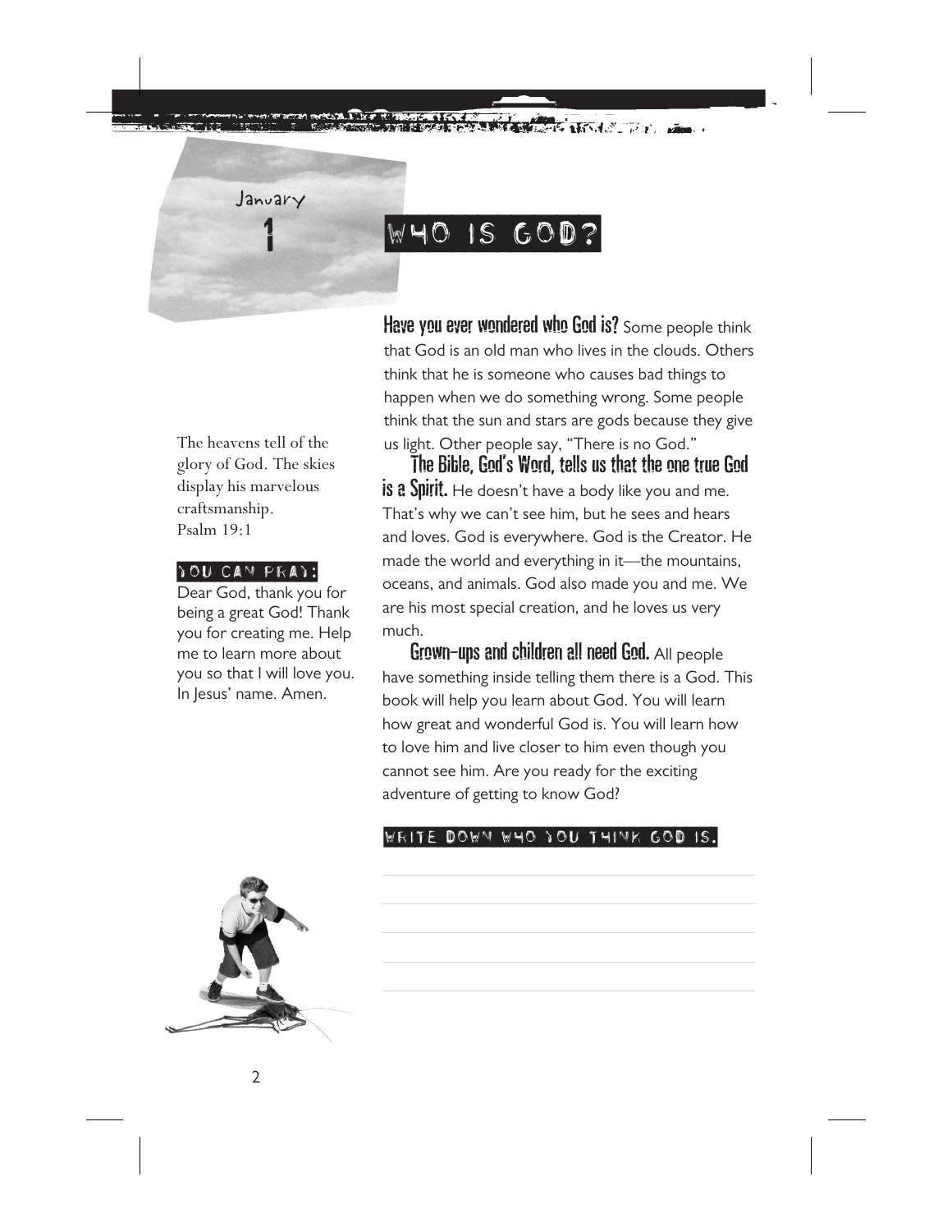January 1

# WHO IS GOD?

**Have you ever wondered who God is?** Some people think that God is an old man who lives in the clouds. Others think that he is someone who causes bad things to happen when we do something wrong. Some people think that the sun and stars are gods because they give us light. Other people say, "There is no God."

**The Bible, God's Word, tells us that the one true God is a Spirit.** He doesn't have a body like you and me. That's why we can't see him, but he sees and hears and loves. God is everywhere. God is the Creator. He made the world and everything in it—the mountains, oceans, and animals. God also made you and me. We are his most special creation, and he loves us very much.

**Grown-ups and children all need God.** All people have something inside telling them there is a God. This book will help you learn about God. You will learn how great and wonderful God is. You will learn how to love him and live closer to him even though you cannot see him. Are you ready for the exciting adventure of getting to know God?

The heavens tell of the glory of God. The skies display his marvelous craftsmanship.
Psalm 19:1

**YOU CAN PRAY:**
Dear God, thank you for being a great God! Thank you for creating me. Help me to learn more about you so that I will love you. In Jesus' name. Amen.

**WRITE DOWN WHO YOU THINK GOD IS.**

_______________________________________________

_______________________________________________

_______________________________________________

_______________________________________________

_______________________________________________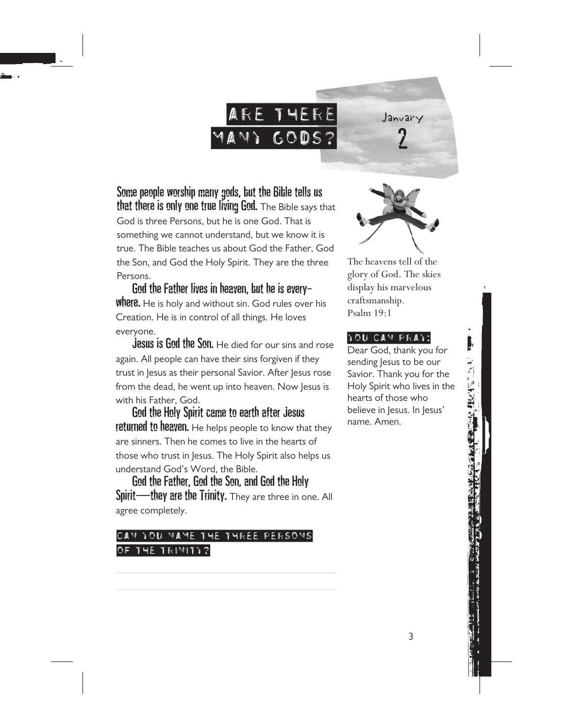# ARE THERE MANY GODS?

January 2

**Some people worship many gods, but the Bible tells us that there is only one true living God.** The Bible says that God is three Persons, but he is one God. That is something we cannot understand, but we know it is true. The Bible teaches us about God the Father, God the Son, and God the Holy Spirit. They are the three Persons.

**God the Father lives in heaven, but he is everywhere.** He is holy and without sin. God rules over his Creation. He is in control of all things. He loves everyone.

**Jesus is God the Son.** He died for our sins and rose again. All people can have their sins forgiven if they trust in Jesus as their personal Savior. After Jesus rose from the dead, he went up into heaven. Now Jesus is with his Father, God.

**God the Holy Spirit came to earth after Jesus returned to heaven.** He helps people to know that they are sinners. Then he comes to live in the hearts of those who trust in Jesus. The Holy Spirit also helps us understand God's Word, the Bible.

**God the Father, God the Son, and God the Holy Spirit—they are the Trinity.** They are three in one. All agree completely.

**CAN YOU NAME THE THREE PERSONS OF THE TRINITY?**

The heavens tell of the glory of God. The skies display his marvelous craftsmanship.
Psalm 19:1

**YOU CAN PRAY:**

Dear God, thank you for sending Jesus to be our Savior. Thank you for the Holy Spirit who lives in the hearts of those who believe in Jesus. In Jesus' name. Amen.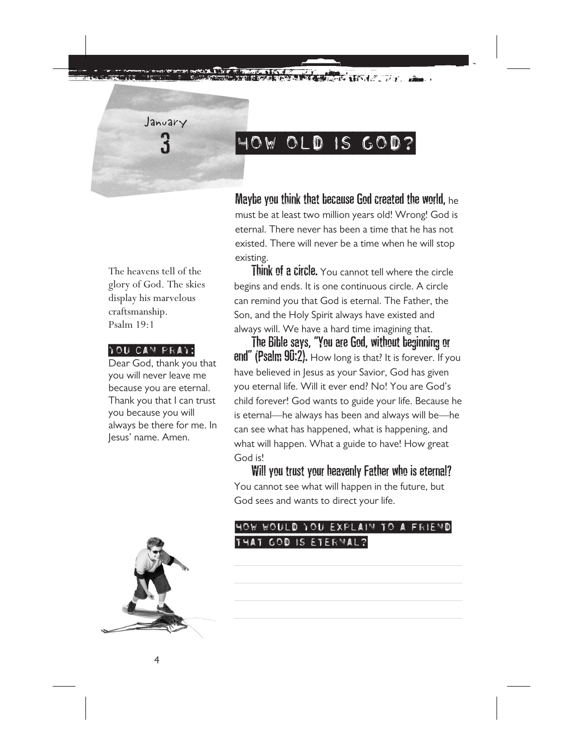January 3

# HOW OLD IS GOD?

**Maybe you think that because God created the world,** he must be at least two million years old! Wrong! God is eternal. There never has been a time that he has not existed. There will never be a time when he will stop existing.

**Think of a circle.** You cannot tell where the circle begins and ends. It is one continuous circle. A circle can remind you that God is eternal. The Father, the Son, and the Holy Spirit always have existed and always will. We have a hard time imagining that.

**The Bible says, "You are God, without beginning or end" (Psalm 90:2).** How long is that? It is forever. If you have believed in Jesus as your Savior, God has given you eternal life. Will it ever end? No! You are God's child forever! God wants to guide your life. Because he is eternal—he always has been and always will be—he can see what has happened, what is happening, and what will happen. What a guide to have! How great God is!

**Will you trust your heavenly Father who is eternal?** You cannot see what will happen in the future, but God sees and wants to direct your life.

The heavens tell of the glory of God. The skies display his marvelous craftsmanship.
Psalm 19:1

**YOU CAN PRAY:**
Dear God, thank you that you will never leave me because you are eternal. Thank you that I can trust you because you will always be there for me. In Jesus' name. Amen.

**HOW WOULD YOU EXPLAIN TO A FRIEND THAT GOD IS ETERNAL?**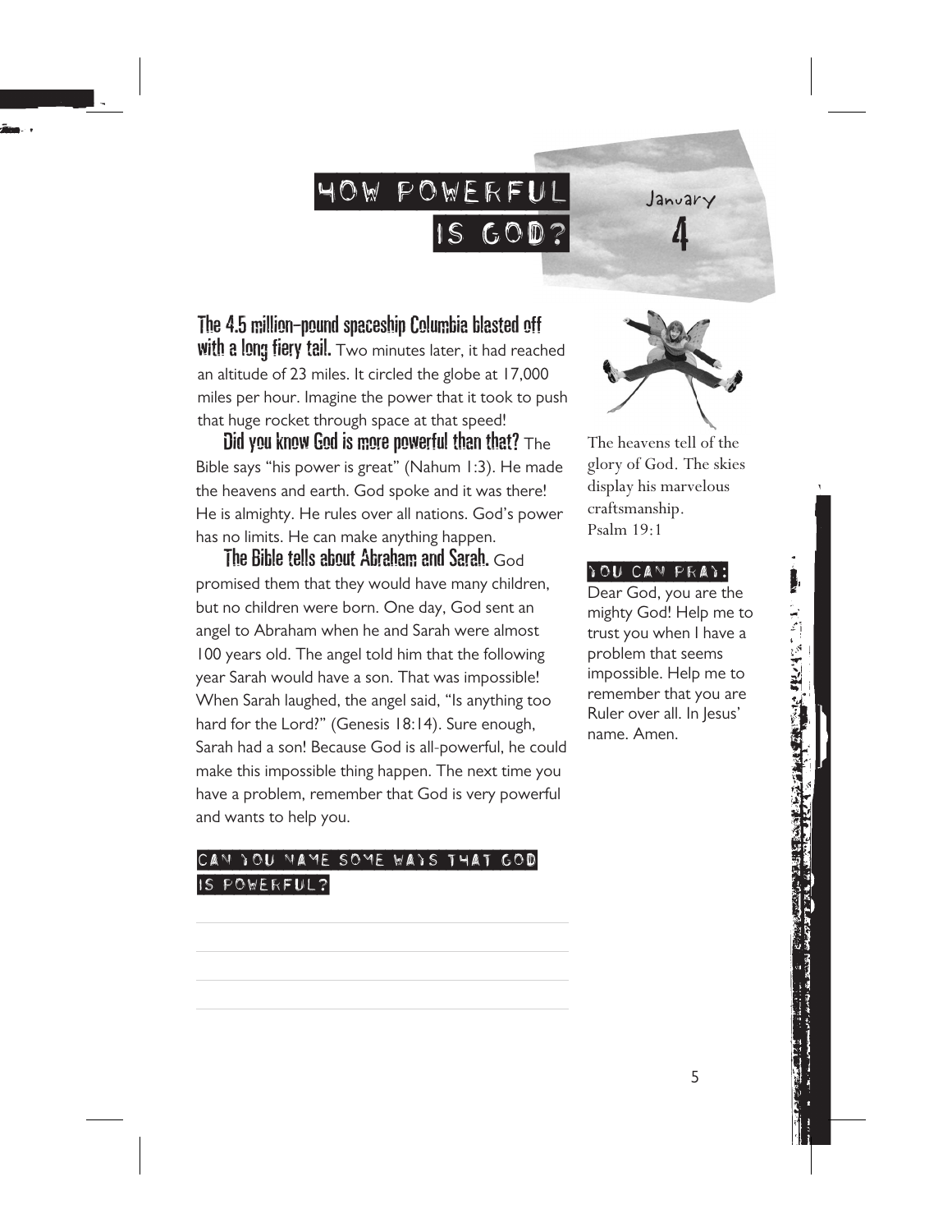# HOW POWERFUL IS GOD?

January 4

**The 4.5 million-pound spaceship Columbia blasted off with a long fiery tail.** Two minutes later, it had reached an altitude of 23 miles. It circled the globe at 17,000 miles per hour. Imagine the power that it took to push that huge rocket through space at that speed!

**Did you know God is more powerful than that?** The Bible says "his power is great" (Nahum 1:3). He made the heavens and earth. God spoke and it was there! He is almighty. He rules over all nations. God's power has no limits. He can make anything happen.

**The Bible tells about Abraham and Sarah.** God promised them that they would have many children, but no children were born. One day, God sent an angel to Abraham when he and Sarah were almost 100 years old. The angel told him that the following year Sarah would have a son. That was impossible! When Sarah laughed, the angel said, "Is anything too hard for the Lord?" (Genesis 18:14). Sure enough, Sarah had a son! Because God is all-powerful, he could make this impossible thing happen. The next time you have a problem, remember that God is very powerful and wants to help you.

## CAN YOU NAME SOME WAYS THAT GOD IS POWERFUL?

______________________________

______________________________

______________________________

______________________________

The heavens tell of the glory of God. The skies display his marvelous craftsmanship.
Psalm 19:1

## YOU CAN PRAY:

Dear God, you are the mighty God! Help me to trust you when I have a problem that seems impossible. Help me to remember that you are Ruler over all. In Jesus' name. Amen.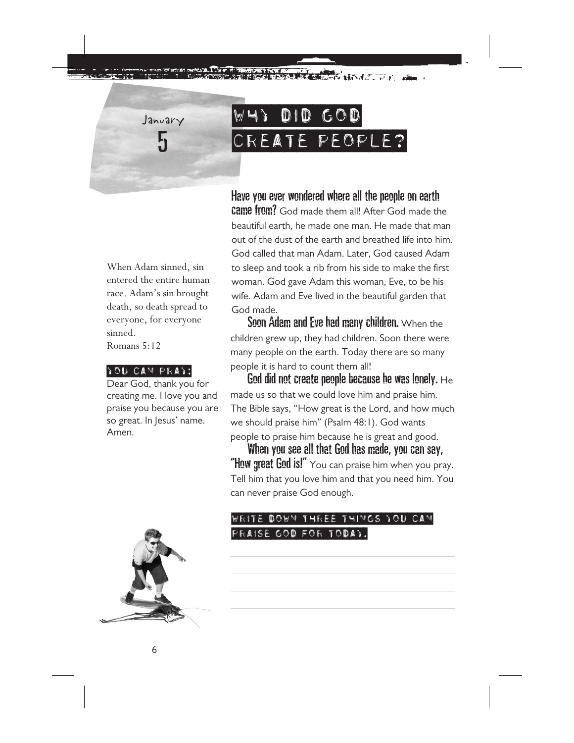January 5

# WHY DID GOD CREATE PEOPLE?

**Have you ever wondered where all the people on earth came from?** God made them all! After God made the beautiful earth, he made one man. He made that man out of the dust of the earth and breathed life into him. God called that man Adam. Later, God caused Adam to sleep and took a rib from his side to make the first woman. God gave Adam this woman, Eve, to be his wife. Adam and Eve lived in the beautiful garden that God made.

**Soon Adam and Eve had many children.** When the children grew up, they had children. Soon there were many people on the earth. Today there are so many people it is hard to count them all!

**God did not create people because he was lonely.** He made us so that we could love him and praise him. The Bible says, "How great is the Lord, and how much we should praise him" (Psalm 48:1). God wants people to praise him because he is great and good.

**When you see all that God has made, you can say, "How great God is!"** You can praise him when you pray. Tell him that you love him and that you need him. You can never praise God enough.

When Adam sinned, sin entered the entire human race. Adam's sin brought death, so death spread to everyone, for everyone sinned.
Romans 5:12

**YOU CAN PRAY:**
Dear God, thank you for creating me. I love you and praise you because you are so great. In Jesus' name. Amen.

**WRITE DOWN THREE THINGS YOU CAN PRAISE GOD FOR TODAY.**

______________________________

______________________________

______________________________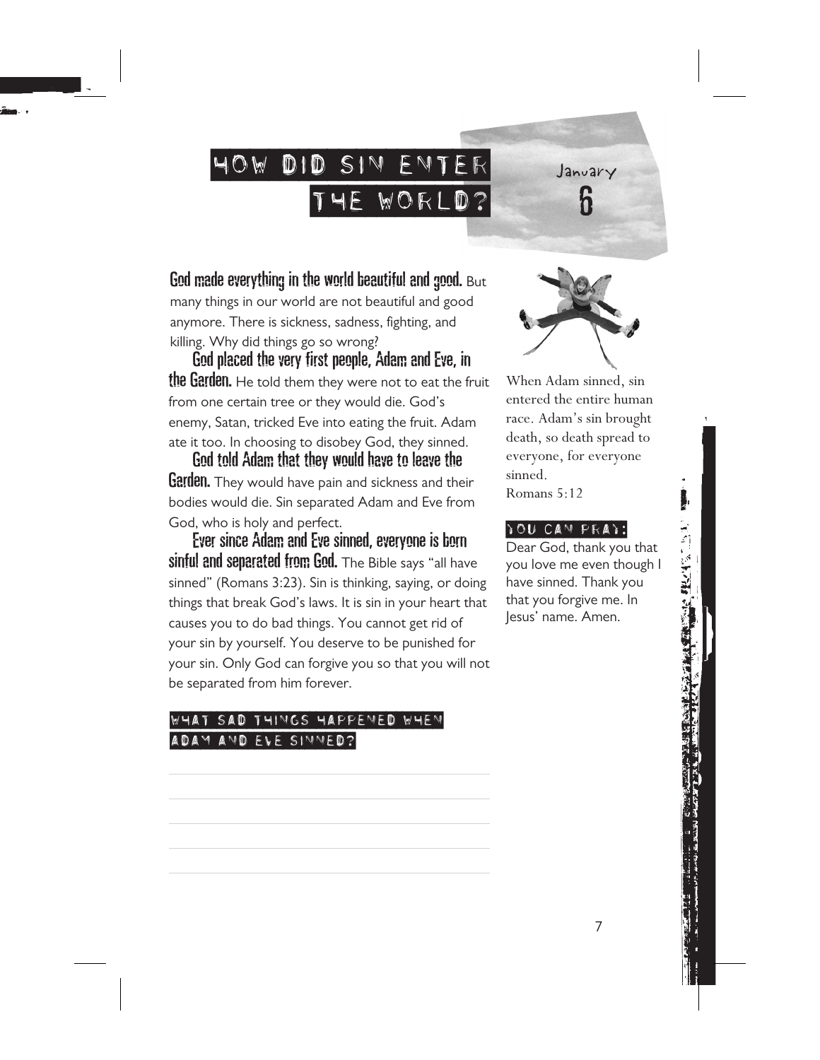# HOW DID SIN ENTER THE WORLD?

January 6

**God made everything in the world beautiful and good.** But many things in our world are not beautiful and good anymore. There is sickness, sadness, fighting, and killing. Why did things go so wrong?

**God placed the very first people, Adam and Eve, in the Garden.** He told them they were not to eat the fruit from one certain tree or they would die. God's enemy, Satan, tricked Eve into eating the fruit. Adam ate it too. In choosing to disobey God, they sinned.

**God told Adam that they would have to leave the Garden.** They would have pain and sickness and their bodies would die. Sin separated Adam and Eve from God, who is holy and perfect.

**Ever since Adam and Eve sinned, everyone is born sinful and separated from God.** The Bible says "all have sinned" (Romans 3:23). Sin is thinking, saying, or doing things that break God's laws. It is sin in your heart that causes you to do bad things. You cannot get rid of your sin by yourself. You deserve to be punished for your sin. Only God can forgive you so that you will not be separated from him forever.

## WHAT SAD THINGS HAPPENED WHEN ADAM AND EVE SINNED?

When Adam sinned, sin entered the entire human race. Adam's sin brought death, so death spread to everyone, for everyone sinned.
Romans 5:12

## YOU CAN PRAY:

Dear God, thank you that you love me even though I have sinned. Thank you that you forgive me. In Jesus' name. Amen.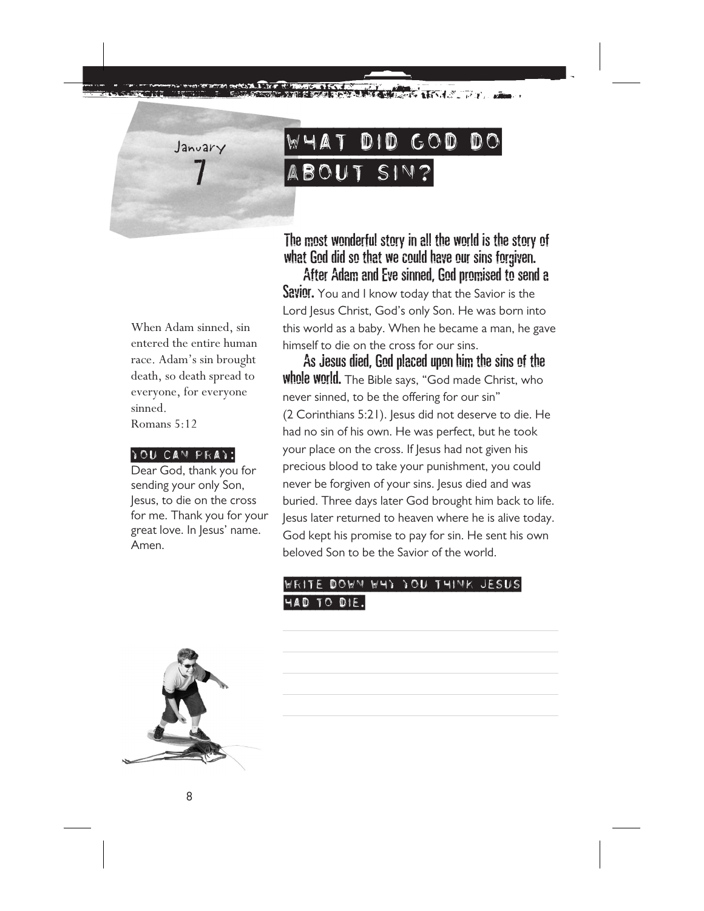January 7

# WHAT DID GOD DO ABOUT SIN?

When Adam sinned, sin entered the entire human race. Adam's sin brought death, so death spread to everyone, for everyone sinned.
Romans 5:12

**YOU CAN PRAY:**

Dear God, thank you for sending your only Son, Jesus, to die on the cross for me. Thank you for your great love. In Jesus' name. Amen.

**The most wonderful story in all the world is the story of what God did so that we could have our sins forgiven.**

**After Adam and Eve sinned, God promised to send a Savior.** You and I know today that the Savior is the Lord Jesus Christ, God's only Son. He was born into this world as a baby. When he became a man, he gave himself to die on the cross for our sins.

**As Jesus died, God placed upon him the sins of the whole world.** The Bible says, "God made Christ, who never sinned, to be the offering for our sin" (2 Corinthians 5:21). Jesus did not deserve to die. He had no sin of his own. He was perfect, but he took your place on the cross. If Jesus had not given his precious blood to take your punishment, you could never be forgiven of your sins. Jesus died and was buried. Three days later God brought him back to life. Jesus later returned to heaven where he is alive today. God kept his promise to pay for sin. He sent his own beloved Son to be the Savior of the world.

**WRITE DOWN WHY YOU THINK JESUS HAD TO DIE.**

\_\_\_\_\_\_\_\_\_\_\_\_\_\_\_\_\_\_\_\_\_\_\_\_\_\_\_\_\_\_\_\_\_\_\_\_\_\_\_\_

\_\_\_\_\_\_\_\_\_\_\_\_\_\_\_\_\_\_\_\_\_\_\_\_\_\_\_\_\_\_\_\_\_\_\_\_\_\_\_\_

\_\_\_\_\_\_\_\_\_\_\_\_\_\_\_\_\_\_\_\_\_\_\_\_\_\_\_\_\_\_\_\_\_\_\_\_\_\_\_\_

\_\_\_\_\_\_\_\_\_\_\_\_\_\_\_\_\_\_\_\_\_\_\_\_\_\_\_\_\_\_\_\_\_\_\_\_\_\_\_\_

\_\_\_\_\_\_\_\_\_\_\_\_\_\_\_\_\_\_\_\_\_\_\_\_\_\_\_\_\_\_\_\_\_\_\_\_\_\_\_\_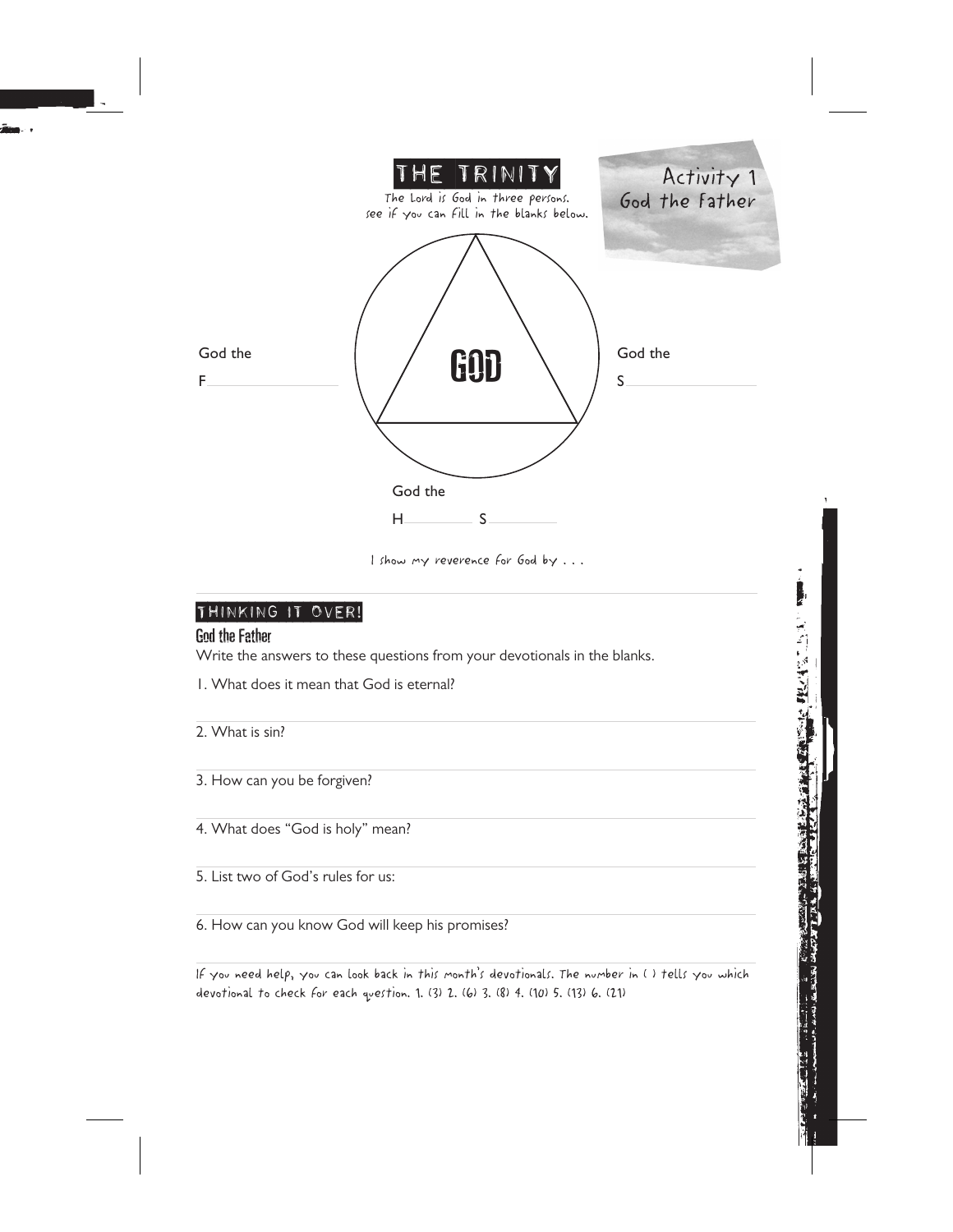# THE TRINITY

The Lord is God in three persons.
See if you can fill in the blanks below.

**Activity 1**
**God the Father**

GOD

God the
F

God the
S

God the
H S

I show my reverence for God by . . .

## THINKING IT OVER!

### God the Father

Write the answers to these questions from your devotionals in the blanks.

1. What does it mean that God is eternal?

2. What is sin?

3. How can you be forgiven?

4. What does "God is holy" mean?

5. List two of God's rules for us:

6. How can you know God will keep his promises?

If you need help, you can look back in this month's devotionals. The number in ( ) tells you which devotional to check for each question. 1. (3) 2. (6) 3. (8) 4. (10) 5. (13) 6. (21)